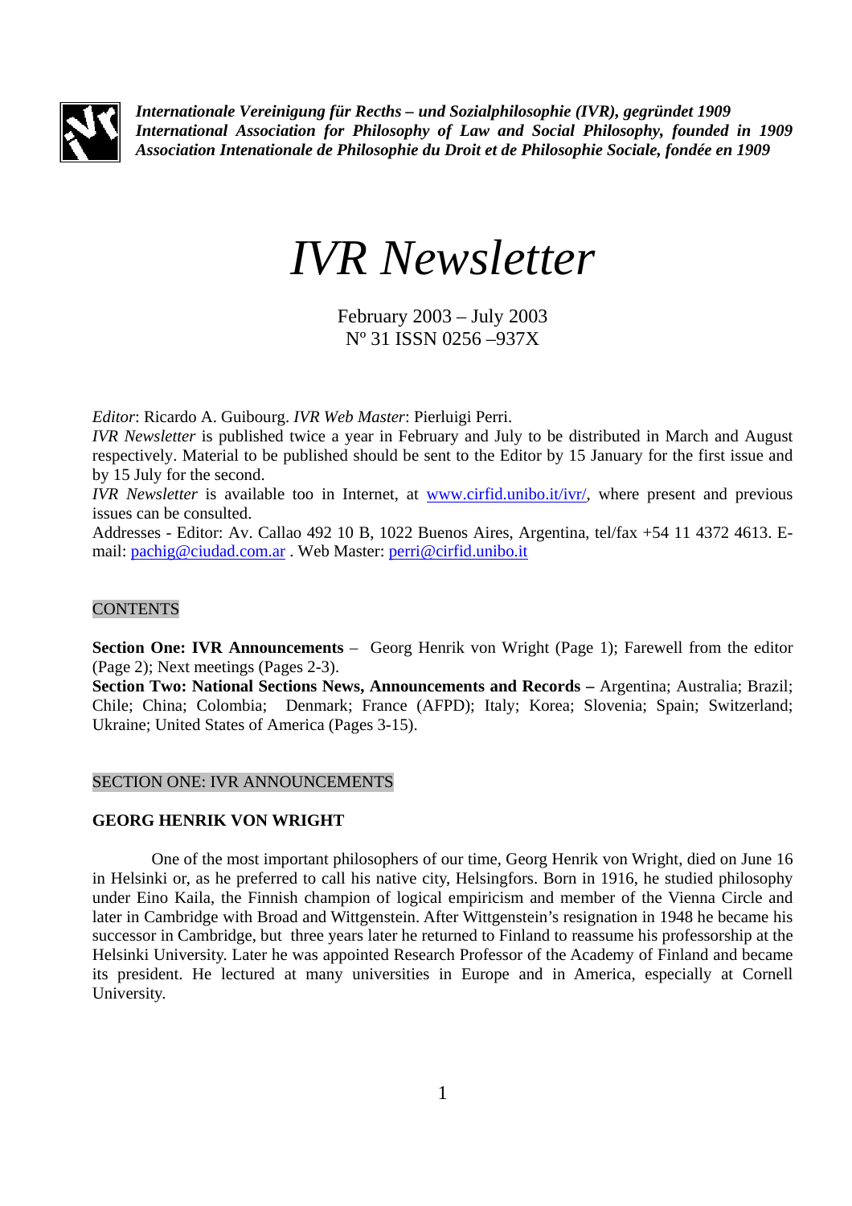*Internationale Vereinigung für Recths – und Sozialphilosophie (IVR), gegründet 1909*
*International Association for Philosophy of Law and Social Philosophy, founded in 1909*
*Association Intenationale de Philosophie du Droit et de Philosophie Sociale, fondée en 1909*

# *IVR Newsletter*

February 2003 – July 2003
Nº 31 ISSN 0256 –937X

*Editor*: Ricardo A. Guibourg. *IVR Web Master*: Pierluigi Perri.
*IVR Newsletter* is published twice a year in February and July to be distributed in March and August respectively. Material to be published should be sent to the Editor by 15 January for the first issue and by 15 July for the second.
*IVR Newsletter* is available too in Internet, at www.cirfid.unibo.it/ivr/, where present and previous issues can be consulted.
Addresses - Editor: Av. Callao 492 10 B, 1022 Buenos Aires, Argentina, tel/fax +54 11 4372 4613. E-mail: pachig@ciudad.com.ar . Web Master: perri@cirfid.unibo.it

## CONTENTS

**Section One: IVR Announcements** – Georg Henrik von Wright (Page 1); Farewell from the editor (Page 2); Next meetings (Pages 2-3).
**Section Two: National Sections News, Announcements and Records –** Argentina; Australia; Brazil; Chile; China; Colombia; Denmark; France (AFPD); Italy; Korea; Slovenia; Spain; Switzerland; Ukraine; United States of America (Pages 3-15).

## SECTION ONE: IVR ANNOUNCEMENTS

### GEORG HENRIK VON WRIGHT

One of the most important philosophers of our time, Georg Henrik von Wright, died on June 16 in Helsinki or, as he preferred to call his native city, Helsingfors. Born in 1916, he studied philosophy under Eino Kaila, the Finnish champion of logical empiricism and member of the Vienna Circle and later in Cambridge with Broad and Wittgenstein. After Wittgenstein's resignation in 1948 he became his successor in Cambridge, but three years later he returned to Finland to reassume his professorship at the Helsinki University. Later he was appointed Research Professor of the Academy of Finland and became its president. He lectured at many universities in Europe and in America, especially at Cornell University.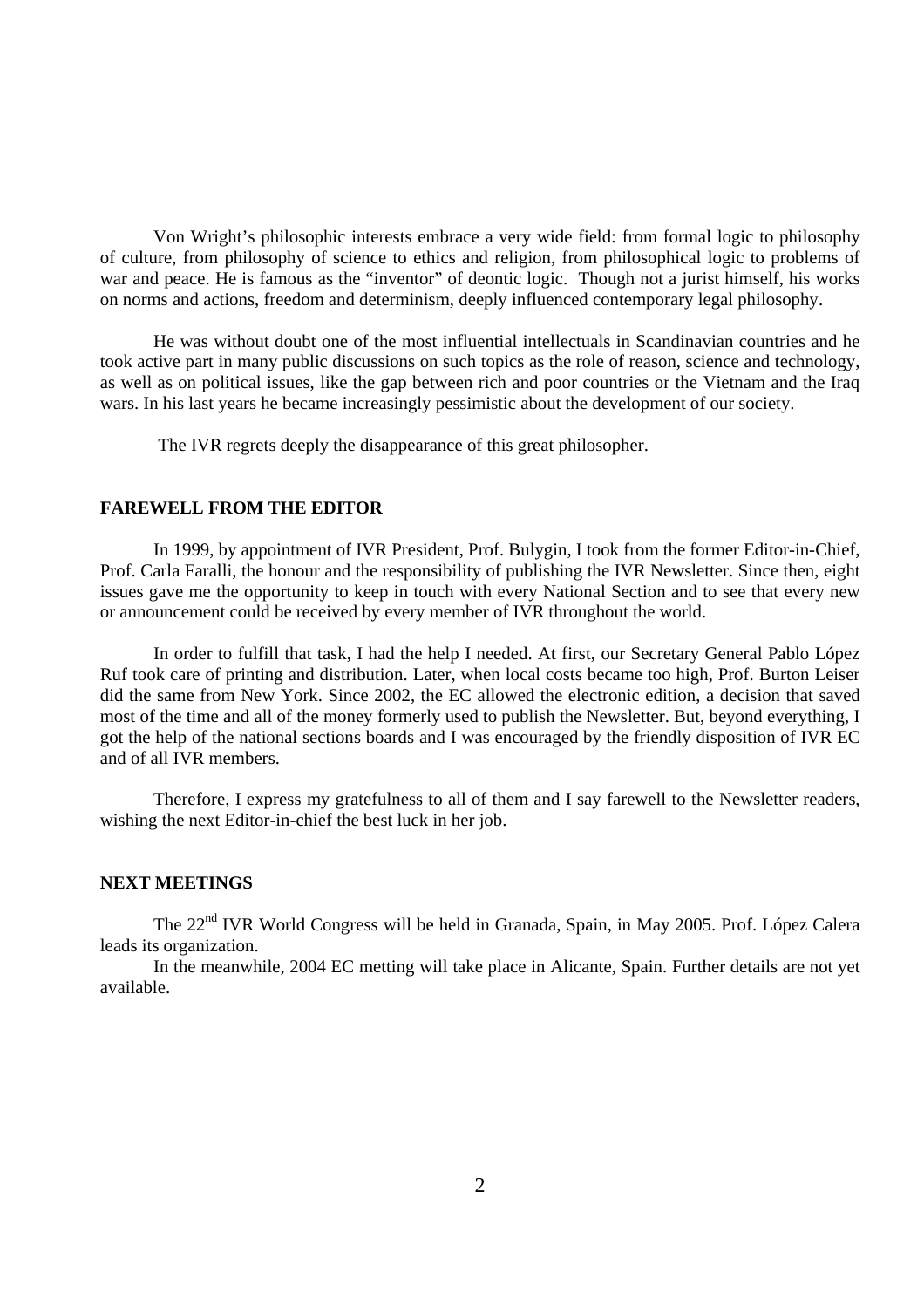Von Wright's philosophic interests embrace a very wide field: from formal logic to philosophy of culture, from philosophy of science to ethics and religion, from philosophical logic to problems of war and peace. He is famous as the "inventor" of deontic logic. Though not a jurist himself, his works on norms and actions, freedom and determinism, deeply influenced contemporary legal philosophy.

He was without doubt one of the most influential intellectuals in Scandinavian countries and he took active part in many public discussions on such topics as the role of reason, science and technology, as well as on political issues, like the gap between rich and poor countries or the Vietnam and the Iraq wars. In his last years he became increasingly pessimistic about the development of our society.

The IVR regrets deeply the disappearance of this great philosopher.

## FAREWELL FROM THE EDITOR

In 1999, by appointment of IVR President, Prof. Bulygin, I took from the former Editor-in-Chief, Prof. Carla Faralli, the honour and the responsibility of publishing the IVR Newsletter. Since then, eight issues gave me the opportunity to keep in touch with every National Section and to see that every new or announcement could be received by every member of IVR throughout the world.

In order to fulfill that task, I had the help I needed. At first, our Secretary General Pablo López Ruf took care of printing and distribution. Later, when local costs became too high, Prof. Burton Leiser did the same from New York. Since 2002, the EC allowed the electronic edition, a decision that saved most of the time and all of the money formerly used to publish the Newsletter. But, beyond everything, I got the help of the national sections boards and I was encouraged by the friendly disposition of IVR EC and of all IVR members.

Therefore, I express my gratefulness to all of them and I say farewell to the Newsletter readers, wishing the next Editor-in-chief the best luck in her job.

## NEXT MEETINGS

The 22nd IVR World Congress will be held in Granada, Spain, in May 2005. Prof. López Calera leads its organization.

In the meanwhile, 2004 EC metting will take place in Alicante, Spain. Further details are not yet available.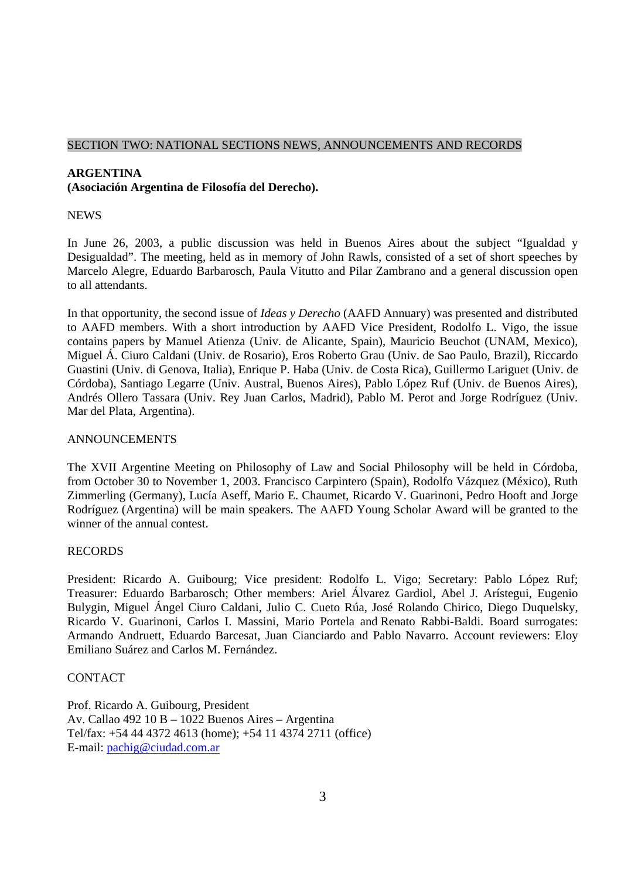## SECTION TWO: NATIONAL SECTIONS NEWS, ANNOUNCEMENTS AND RECORDS

### ARGENTINA
**(Asociación Argentina de Filosofía del Derecho).**

NEWS

In June 26, 2003, a public discussion was held in Buenos Aires about the subject "Igualdad y Desigualdad". The meeting, held as in memory of John Rawls, consisted of a set of short speeches by Marcelo Alegre, Eduardo Barbarosch, Paula Vitutto and Pilar Zambrano and a general discussion open to all attendants.

In that opportunity, the second issue of *Ideas y Derecho* (AAFD Annuary) was presented and distributed to AAFD members. With a short introduction by AAFD Vice President, Rodolfo L. Vigo, the issue contains papers by Manuel Atienza (Univ. de Alicante, Spain), Mauricio Beuchot (UNAM, Mexico), Miguel Á. Ciuro Caldani (Univ. de Rosario), Eros Roberto Grau (Univ. de Sao Paulo, Brazil), Riccardo Guastini (Univ. di Genova, Italia), Enrique P. Haba (Univ. de Costa Rica), Guillermo Lariguet (Univ. de Córdoba), Santiago Legarre (Univ. Austral, Buenos Aires), Pablo López Ruf (Univ. de Buenos Aires), Andrés Ollero Tassara (Univ. Rey Juan Carlos, Madrid), Pablo M. Perot and Jorge Rodríguez (Univ. Mar del Plata, Argentina).

ANNOUNCEMENTS

The XVII Argentine Meeting on Philosophy of Law and Social Philosophy will be held in Córdoba, from October 30 to November 1, 2003. Francisco Carpintero (Spain), Rodolfo Vázquez (México), Ruth Zimmerling (Germany), Lucía Aseff, Mario E. Chaumet, Ricardo V. Guarinoni, Pedro Hooft and Jorge Rodríguez (Argentina) will be main speakers. The AAFD Young Scholar Award will be granted to the winner of the annual contest.

RECORDS

President: Ricardo A. Guibourg; Vice president: Rodolfo L. Vigo; Secretary: Pablo López Ruf; Treasurer: Eduardo Barbarosch; Other members: Ariel Álvarez Gardiol, Abel J. Arístegui, Eugenio Bulygin, Miguel Ángel Ciuro Caldani, Julio C. Cueto Rúa, José Rolando Chirico, Diego Duquelsky, Ricardo V. Guarinoni, Carlos I. Massini, Mario Portela and Renato Rabbi-Baldi. Board surrogates: Armando Andruett, Eduardo Barcesat, Juan Cianciardo and Pablo Navarro. Account reviewers: Eloy Emiliano Suárez and Carlos M. Fernández.

CONTACT

Prof. Ricardo A. Guibourg, President
Av. Callao 492 10 B – 1022 Buenos Aires – Argentina
Tel/fax: +54 44 4372 4613 (home); +54 11 4374 2711 (office)
E-mail: pachig@ciudad.com.ar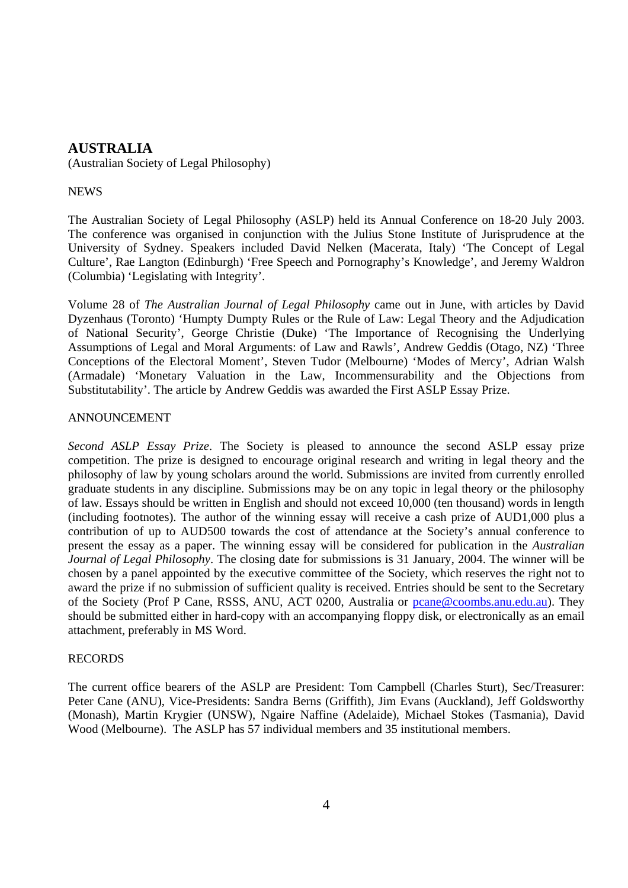## AUSTRALIA

(Australian Society of Legal Philosophy)

NEWS

The Australian Society of Legal Philosophy (ASLP) held its Annual Conference on 18-20 July 2003. The conference was organised in conjunction with the Julius Stone Institute of Jurisprudence at the University of Sydney. Speakers included David Nelken (Macerata, Italy) 'The Concept of Legal Culture', Rae Langton (Edinburgh) 'Free Speech and Pornography's Knowledge', and Jeremy Waldron (Columbia) 'Legislating with Integrity'.

Volume 28 of *The Australian Journal of Legal Philosophy* came out in June, with articles by David Dyzenhaus (Toronto) 'Humpty Dumpty Rules or the Rule of Law: Legal Theory and the Adjudication of National Security', George Christie (Duke) 'The Importance of Recognising the Underlying Assumptions of Legal and Moral Arguments: of Law and Rawls', Andrew Geddis (Otago, NZ) 'Three Conceptions of the Electoral Moment', Steven Tudor (Melbourne) 'Modes of Mercy', Adrian Walsh (Armadale) 'Monetary Valuation in the Law, Incommensurability and the Objections from Substitutability'. The article by Andrew Geddis was awarded the First ASLP Essay Prize.

ANNOUNCEMENT

*Second ASLP Essay Prize*. The Society is pleased to announce the second ASLP essay prize competition. The prize is designed to encourage original research and writing in legal theory and the philosophy of law by young scholars around the world. Submissions are invited from currently enrolled graduate students in any discipline. Submissions may be on any topic in legal theory or the philosophy of law. Essays should be written in English and should not exceed 10,000 (ten thousand) words in length (including footnotes). The author of the winning essay will receive a cash prize of AUD1,000 plus a contribution of up to AUD500 towards the cost of attendance at the Society's annual conference to present the essay as a paper. The winning essay will be considered for publication in the *Australian Journal of Legal Philosophy*. The closing date for submissions is 31 January, 2004. The winner will be chosen by a panel appointed by the executive committee of the Society, which reserves the right not to award the prize if no submission of sufficient quality is received. Entries should be sent to the Secretary of the Society (Prof P Cane, RSSS, ANU, ACT 0200, Australia or pcane@coombs.anu.edu.au). They should be submitted either in hard-copy with an accompanying floppy disk, or electronically as an email attachment, preferably in MS Word.

RECORDS

The current office bearers of the ASLP are President: Tom Campbell (Charles Sturt), Sec/Treasurer: Peter Cane (ANU), Vice-Presidents: Sandra Berns (Griffith), Jim Evans (Auckland), Jeff Goldsworthy (Monash), Martin Krygier (UNSW), Ngaire Naffine (Adelaide), Michael Stokes (Tasmania), David Wood (Melbourne). The ASLP has 57 individual members and 35 institutional members.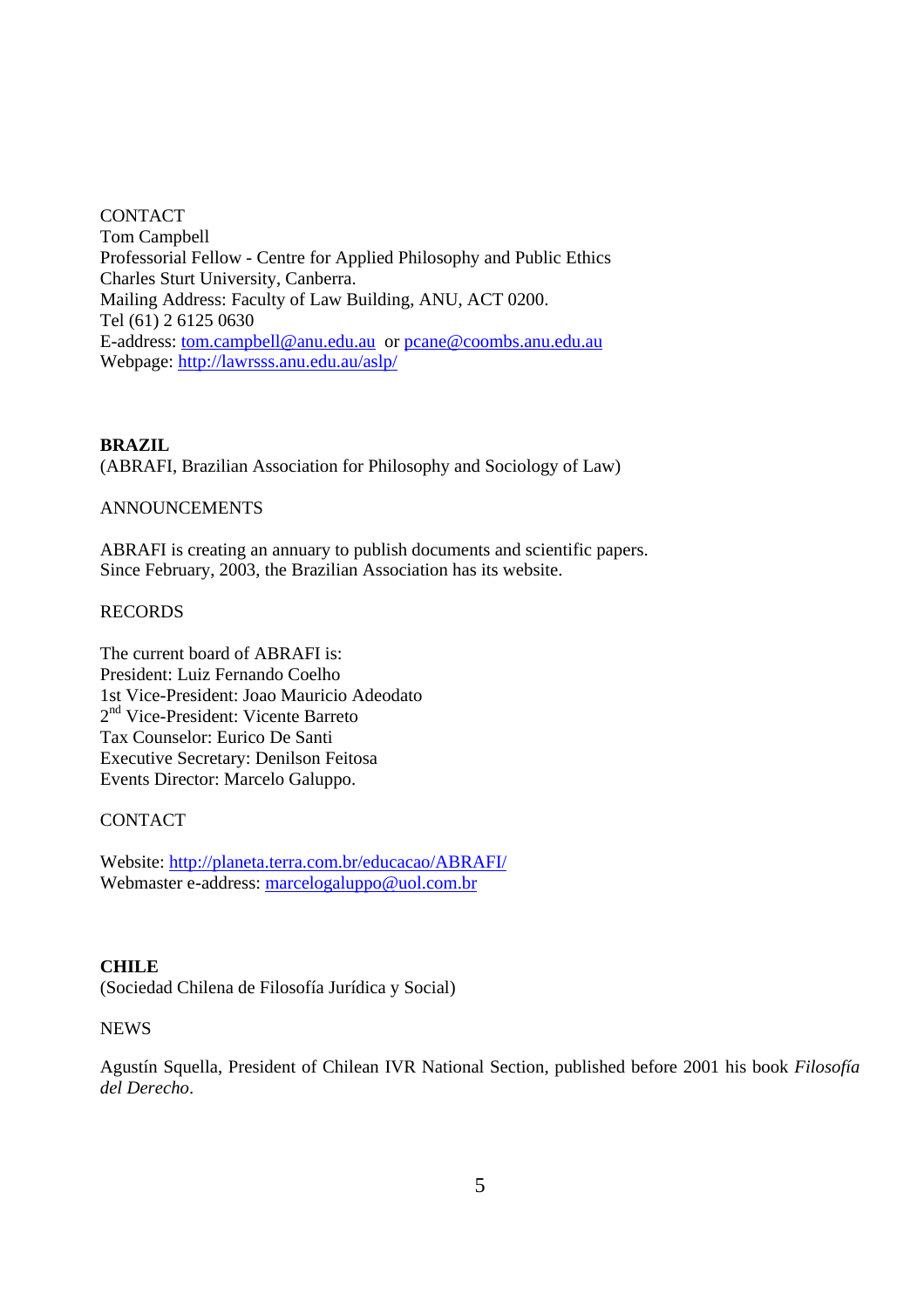CONTACT
Tom Campbell
Professorial Fellow - Centre for Applied Philosophy and Public Ethics
Charles Sturt University, Canberra.
Mailing Address: Faculty of Law Building, ANU, ACT 0200.
Tel (61) 2 6125 0630
E-address: tom.campbell@anu.edu.au or pcane@coombs.anu.edu.au
Webpage: http://lawrsss.anu.edu.au/aslp/

**BRAZIL**
(ABRAFI, Brazilian Association for Philosophy and Sociology of Law)

ANNOUNCEMENTS

ABRAFI is creating an annuary to publish documents and scientific papers.
Since February, 2003, the Brazilian Association has its website.

RECORDS

The current board of ABRAFI is:
President: Luiz Fernando Coelho
1st Vice-President: Joao Mauricio Adeodato
2nd Vice-President: Vicente Barreto
Tax Counselor: Eurico De Santi
Executive Secretary: Denilson Feitosa
Events Director: Marcelo Galuppo.

CONTACT

Website: http://planeta.terra.com.br/educacao/ABRAFI/
Webmaster e-address: marcelogaluppo@uol.com.br

**CHILE**
(Sociedad Chilena de Filosofía Jurídica y Social)

NEWS

Agustín Squella, President of Chilean IVR National Section, published before 2001 his book *Filosofía del Derecho*.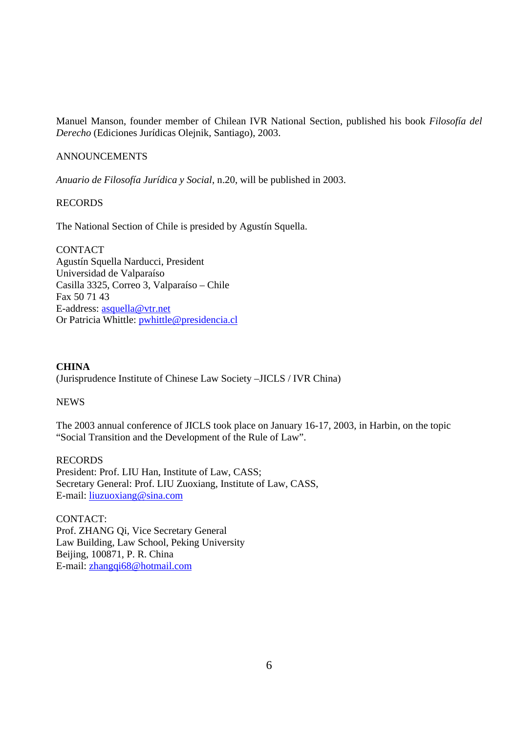Manuel Manson, founder member of Chilean IVR National Section, published his book *Filosofía del Derecho* (Ediciones Jurídicas Olejnik, Santiago), 2003.

ANNOUNCEMENTS

*Anuario de Filosofía Jurídica y Social*, n.20, will be published in 2003.

RECORDS

The National Section of Chile is presided by Agustín Squella.

CONTACT
Agustín Squella Narducci, President
Universidad de Valparaíso
Casilla 3325, Correo 3, Valparaíso – Chile
Fax 50 71 43
E-address: asquella@vtr.net
Or Patricia Whittle: pwhittle@presidencia.cl

## CHINA

(Jurisprudence Institute of Chinese Law Society –JICLS / IVR China)

NEWS

The 2003 annual conference of JICLS took place on January 16-17, 2003, in Harbin, on the topic "Social Transition and the Development of the Rule of Law".

RECORDS
President: Prof. LIU Han, Institute of Law, CASS;
Secretary General: Prof. LIU Zuoxiang, Institute of Law, CASS,
E-mail: liuzuoxiang@sina.com

CONTACT:
Prof. ZHANG Qi, Vice Secretary General
Law Building, Law School, Peking University
Beijing, 100871, P. R. China
E-mail: zhangqi68@hotmail.com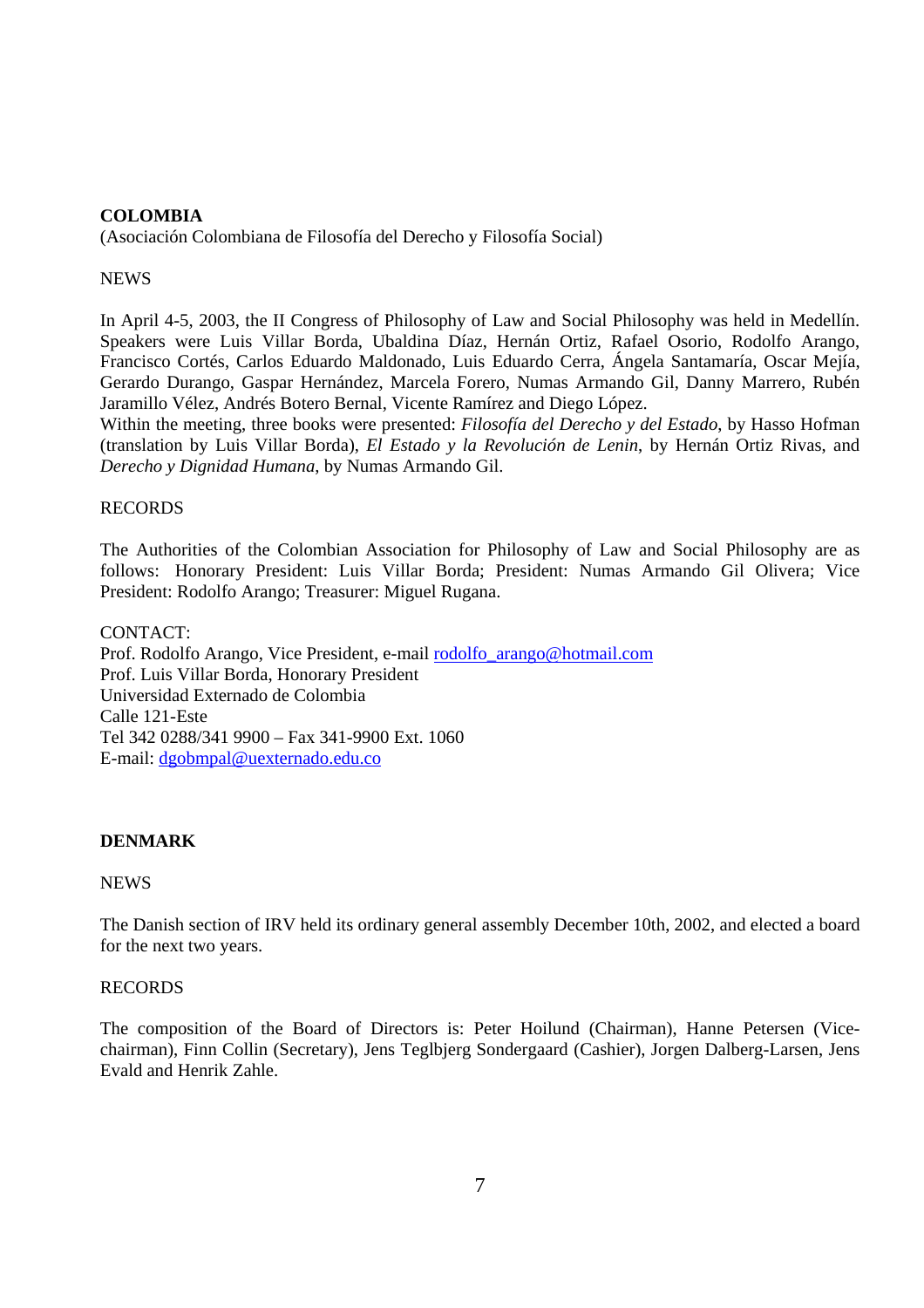## COLOMBIA

(Asociación Colombiana de Filosofía del Derecho y Filosofía Social)

NEWS

In April 4-5, 2003, the II Congress of Philosophy of Law and Social Philosophy was held in Medellín. Speakers were Luis Villar Borda, Ubaldina Díaz, Hernán Ortiz, Rafael Osorio, Rodolfo Arango, Francisco Cortés, Carlos Eduardo Maldonado, Luis Eduardo Cerra, Ángela Santamaría, Oscar Mejía, Gerardo Durango, Gaspar Hernández, Marcela Forero, Numas Armando Gil, Danny Marrero, Rubén Jaramillo Vélez, Andrés Botero Bernal, Vicente Ramírez and Diego López.
Within the meeting, three books were presented: *Filosofía del Derecho y del Estado*, by Hasso Hofman (translation by Luis Villar Borda), *El Estado y la Revolución de Lenin*, by Hernán Ortiz Rivas, and *Derecho y Dignidad Humana*, by Numas Armando Gil.

RECORDS

The Authorities of the Colombian Association for Philosophy of Law and Social Philosophy are as follows: Honorary President: Luis Villar Borda; President: Numas Armando Gil Olivera; Vice President: Rodolfo Arango; Treasurer: Miguel Rugana.

CONTACT:
Prof. Rodolfo Arango, Vice President, e-mail rodolfo_arango@hotmail.com
Prof. Luis Villar Borda, Honorary President
Universidad Externado de Colombia
Calle 121-Este
Tel 342 0288/341 9900 – Fax 341-9900 Ext. 1060
E-mail: dgobmpal@uexternado.edu.co

## DENMARK

NEWS

The Danish section of IRV held its ordinary general assembly December 10th, 2002, and elected a board for the next two years.

RECORDS

The composition of the Board of Directors is: Peter Hoilund (Chairman), Hanne Petersen (Vice-chairman), Finn Collin (Secretary), Jens Teglbjerg Sondergaard (Cashier), Jorgen Dalberg-Larsen, Jens Evald and Henrik Zahle.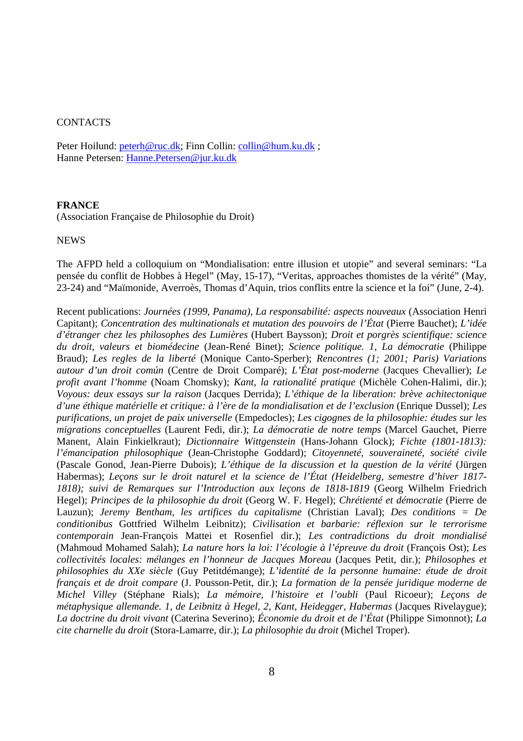CONTACTS

Peter Hoilund: peterh@ruc.dk; Finn Collin: collin@hum.ku.dk ;
Hanne Petersen: Hanne.Petersen@jur.ku.dk

**FRANCE**
(Association Française de Philosophie du Droit)

NEWS

The AFPD held a colloquium on “Mondialisation: entre illusion et utopie” and several seminars: “La pensée du conflit de Hobbes à Hegel” (May, 15-17), “Veritas, approaches thomistes de la vérité” (May, 23-24) and “Maïmonide, Averroès, Thomas d’Aquin, trios conflits entre la science et la foi” (June, 2-4).

Recent publications: *Journées (1999, Panama), La responsabilité: aspects nouveaux* (Association Henri Capitant); *Concentration des multinationals et mutation des pouvoirs de l’État* (Pierre Bauchet); *L’idée d’étranger chez les philosophes des Lumières* (Hubert Baysson); *Droit et porgrès scientifique: science du droit, valeurs et biomédecine* (Jean-René Binet); *Science politique. 1, La démocratie* (Philippe Braud); *Les regles de la liberté* (Monique Canto-Sperber); *Rencontres (1; 2001; Paris) Variations autour d’un droit común* (Centre de Droit Comparé); *L’État post-moderne* (Jacques Chevallier); *Le profit avant l’homme* (Noam Chomsky); *Kant, la rationalité pratique* (Michèle Cohen-Halimi, dir.); *Voyous: deux essays sur la raison* (Jacques Derrida); *L’éthique de la liberation: brève achitectonique d’une éthique matérielle et critique: à l’ère de la mondialisation et de l’exclusion* (Enrique Dussel); *Les purifications, un projet de paix universelle* (Empedocles); *Les cigognes de la philosophie: études sur les migrations conceptuelles* (Laurent Fedi, dir.); *La démocratie de notre temps* (Marcel Gauchet, Pierre Manent, Alain Finkielkraut); *Dictionnaire Wittgenstein* (Hans-Johann Glock); *Fichte (1801-1813): l’émancipation philosophique* (Jean-Christophe Goddard); *Citoyenneté, souveraineté, société civile* (Pascale Gonod, Jean-Pierre Dubois); *L’éthique de la discussion et la question de la vérité* (Jürgen Habermas); *Leçons sur le droit naturel et la science de l’État (Heidelberg, semestre d’hiver 1817-1818); suivi de Remarques sur l’Introduction aux leçons de 1818-1819* (Georg Wilhelm Friedrich Hegel); *Principes de la philosophie du droit* (Georg W. F. Hegel); *Chrétienté et démocratie* (Pierre de Lauzun); *Jeremy Bentham, les artifices du capitalisme* (Christian Laval); *Des conditions = De conditionibus* Gottfried Wilhelm Leibnitz); *Civilisation et barbarie: réflexion sur le terrorisme contemporain* Jean-François Mattei et Rosenfiel dir.); *Les contradictions du droit mondialisé* (Mahmoud Mohamed Salah); *La nature hors la loi: l’écologie à l’épreuve du droit* (François Ost); *Les collectivités locales: mélanges en l’honneur de Jacques Moreau* (Jacques Petit, dir.); *Philosophes et philosophies du XXe siècle* (Guy Petitdémange); *L’identité de la personne humaine: étude de droit français et de droit compare* (J. Pousson-Petit, dir.); *La formation de la pensée juridique moderne de Michel Villey* (Stéphane Rials); *La mémoire, l’histoire et l’oubli* (Paul Ricoeur); *Leçons de métaphysique allemande. 1, de Leibnitz à Hegel, 2, Kant, Heidegger, Habermas* (Jacques Rivelaygue); *La doctrine du droit vivant* (Caterina Severino); *Économie du droit et de l’État* (Philippe Simonnot); *La cite charnelle du droit* (Stora-Lamarre, dir.); *La philosophie du droit* (Michel Troper).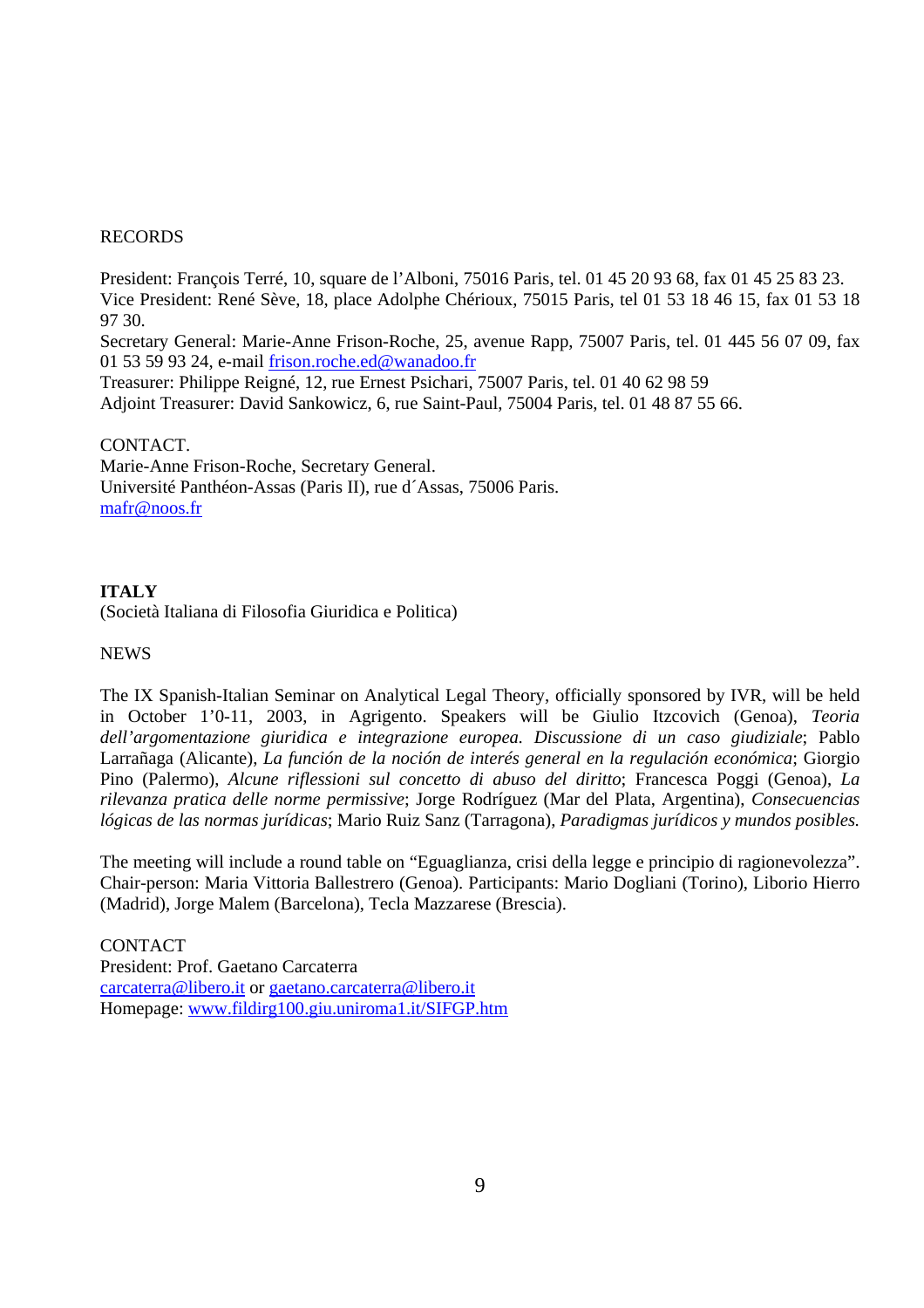RECORDS

President: François Terré, 10, square de l'Alboni, 75016 Paris, tel. 01 45 20 93 68, fax 01 45 25 83 23.
Vice President: René Sève, 18, place Adolphe Chérioux, 75015 Paris, tel 01 53 18 46 15, fax 01 53 18 97 30.
Secretary General: Marie-Anne Frison-Roche, 25, avenue Rapp, 75007 Paris, tel. 01 445 56 07 09, fax 01 53 59 93 24, e-mail frison.roche.ed@wanadoo.fr
Treasurer: Philippe Reigné, 12, rue Ernest Psichari, 75007 Paris, tel. 01 40 62 98 59
Adjoint Treasurer: David Sankowicz, 6, rue Saint-Paul, 75004 Paris, tel. 01 48 87 55 66.

CONTACT.
Marie-Anne Frison-Roche, Secretary General.
Université Panthéon-Assas (Paris II), rue d´Assas, 75006 Paris.
mafr@noos.fr

## ITALY

(Società Italiana di Filosofia Giuridica e Politica)

NEWS

The IX Spanish-Italian Seminar on Analytical Legal Theory, officially sponsored by IVR, will be held in October 1'0-11, 2003, in Agrigento. Speakers will be Giulio Itzcovich (Genoa), *Teoria dell'argomentazione giuridica e integrazione europea. Discussione di un caso giudiziale*; Pablo Larrañaga (Alicante), *La función de la noción de interés general en la regulación económica*; Giorgio Pino (Palermo), *Alcune riflessioni sul concetto di abuso del diritto*; Francesca Poggi (Genoa), *La rilevanza pratica delle norme permissive*; Jorge Rodríguez (Mar del Plata, Argentina), *Consecuencias lógicas de las normas jurídicas*; Mario Ruiz Sanz (Tarragona), *Paradigmas jurídicos y mundos posibles.*

The meeting will include a round table on "Eguaglianza, crisi della legge e principio di ragionevolezza". Chair-person: Maria Vittoria Ballestrero (Genoa). Participants: Mario Dogliani (Torino), Liborio Hierro (Madrid), Jorge Malem (Barcelona), Tecla Mazzarese (Brescia).

CONTACT
President: Prof. Gaetano Carcaterra
carcaterra@libero.it or gaetano.carcaterra@libero.it
Homepage: www.fildirg100.giu.uniroma1.it/SIFGP.htm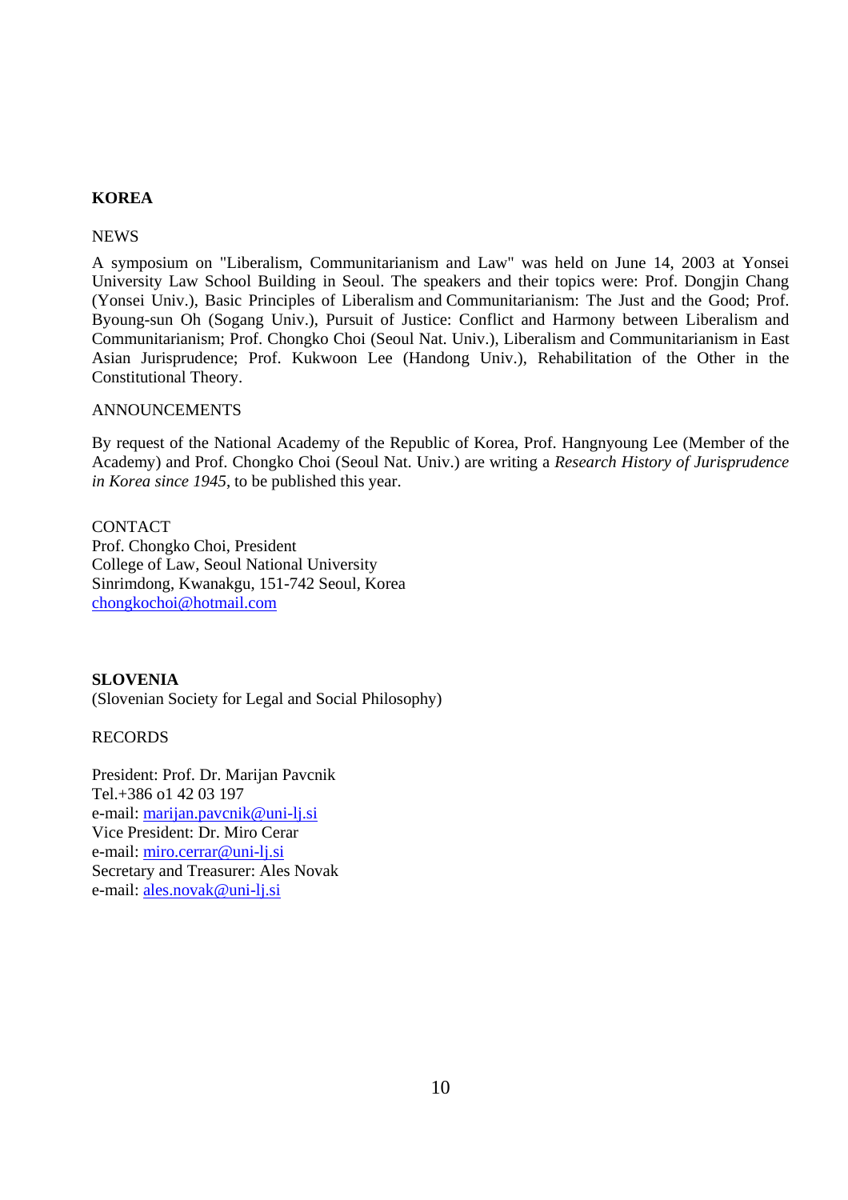## KOREA

NEWS

A symposium on "Liberalism, Communitarianism and Law" was held on June 14, 2003 at Yonsei University Law School Building in Seoul. The speakers and their topics were: Prof. Dongjin Chang (Yonsei Univ.), Basic Principles of Liberalism and Communitarianism: The Just and the Good; Prof. Byoung-sun Oh (Sogang Univ.), Pursuit of Justice: Conflict and Harmony between Liberalism and Communitarianism; Prof. Chongko Choi (Seoul Nat. Univ.), Liberalism and Communitarianism in East Asian Jurisprudence; Prof. Kukwoon Lee (Handong Univ.), Rehabilitation of the Other in the Constitutional Theory.

ANNOUNCEMENTS

By request of the National Academy of the Republic of Korea, Prof. Hangnyoung Lee (Member of the Academy) and Prof. Chongko Choi (Seoul Nat. Univ.) are writing a *Research History of Jurisprudence in Korea since 1945*, to be published this year.

CONTACT
Prof. Chongko Choi, President
College of Law, Seoul National University
Sinrimdong, Kwanakgu, 151-742 Seoul, Korea
chongkochoi@hotmail.com

## SLOVENIA

(Slovenian Society for Legal and Social Philosophy)

RECORDS

President: Prof. Dr. Marijan Pavcnik
Tel.+386 o1 42 03 197
e-mail: marijan.pavcnik@uni-lj.si
Vice President: Dr. Miro Cerar
e-mail: miro.cerrar@uni-lj.si
Secretary and Treasurer: Ales Novak
e-mail: ales.novak@uni-lj.si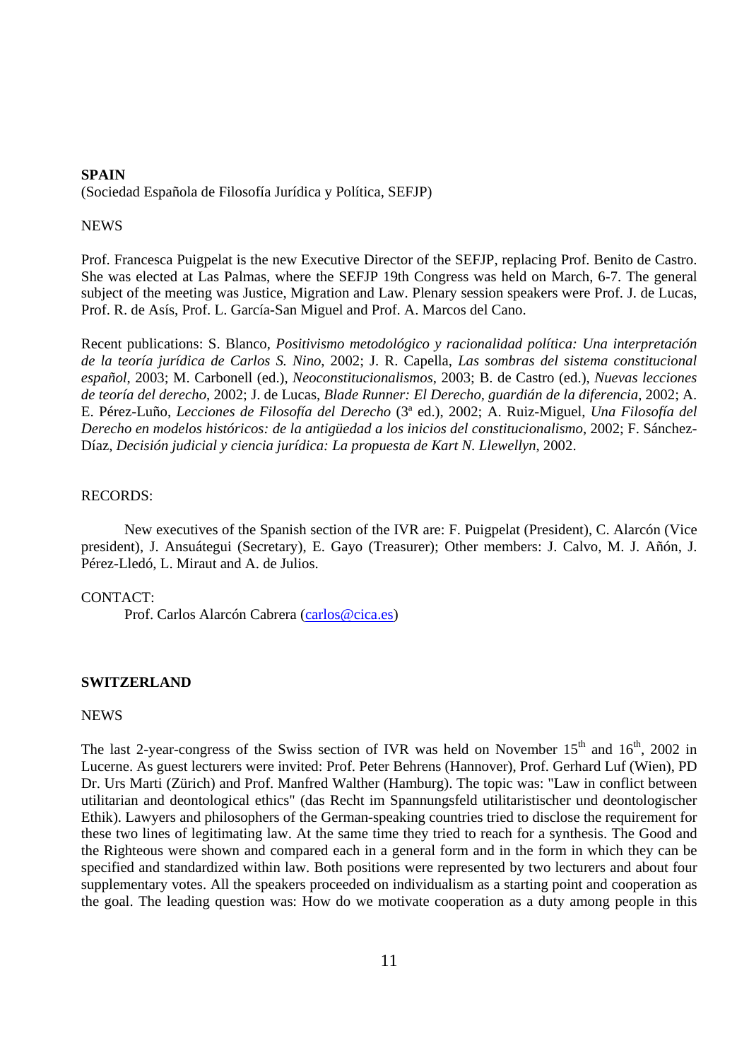**SPAIN**
(Sociedad Española de Filosofía Jurídica y Política, SEFJP)

NEWS

Prof. Francesca Puigpelat is the new Executive Director of the SEFJP, replacing Prof. Benito de Castro. She was elected at Las Palmas, where the SEFJP 19th Congress was held on March, 6-7. The general subject of the meeting was Justice, Migration and Law. Plenary session speakers were Prof. J. de Lucas, Prof. R. de Asís, Prof. L. García-San Miguel and Prof. A. Marcos del Cano.

Recent publications: S. Blanco, *Positivismo metodológico y racionalidad política: Una interpretación de la teoría jurídica de Carlos S. Nino*, 2002; J. R. Capella, *Las sombras del sistema constitucional español*, 2003; M. Carbonell (ed.), *Neoconstitucionalismos*, 2003; B. de Castro (ed.), *Nuevas lecciones de teoría del derecho*, 2002; J. de Lucas, *Blade Runner: El Derecho, guardián de la diferencia*, 2002; A. E. Pérez-Luño, *Lecciones de Filosofía del Derecho* (3ª ed.), 2002; A. Ruiz-Miguel, *Una Filosofía del Derecho en modelos históricos: de la antigüedad a los inicios del constitucionalismo*, 2002; F. Sánchez-Díaz, *Decisión judicial y ciencia jurídica: La propuesta de Kart N. Llewellyn*, 2002.

RECORDS:

New executives of the Spanish section of the IVR are: F. Puigpelat (President), C. Alarcón (Vice president), J. Ansuátegui (Secretary), E. Gayo (Treasurer); Other members: J. Calvo, M. J. Añón, J. Pérez-Lledó, L. Miraut and A. de Julios.

CONTACT:

Prof. Carlos Alarcón Cabrera (carlos@cica.es)

**SWITZERLAND**

NEWS

The last 2-year-congress of the Swiss section of IVR was held on November 15th and 16th, 2002 in Lucerne. As guest lecturers were invited: Prof. Peter Behrens (Hannover), Prof. Gerhard Luf (Wien), PD Dr. Urs Marti (Zürich) and Prof. Manfred Walther (Hamburg). The topic was: "Law in conflict between utilitarian and deontological ethics" (das Recht im Spannungsfeld utilitaristischer und deontologischer Ethik). Lawyers and philosophers of the German-speaking countries tried to disclose the requirement for these two lines of legitimating law. At the same time they tried to reach for a synthesis. The Good and the Righteous were shown and compared each in a general form and in the form in which they can be specified and standardized within law. Both positions were represented by two lecturers and about four supplementary votes. All the speakers proceeded on individualism as a starting point and cooperation as the goal. The leading question was: How do we motivate cooperation as a duty among people in this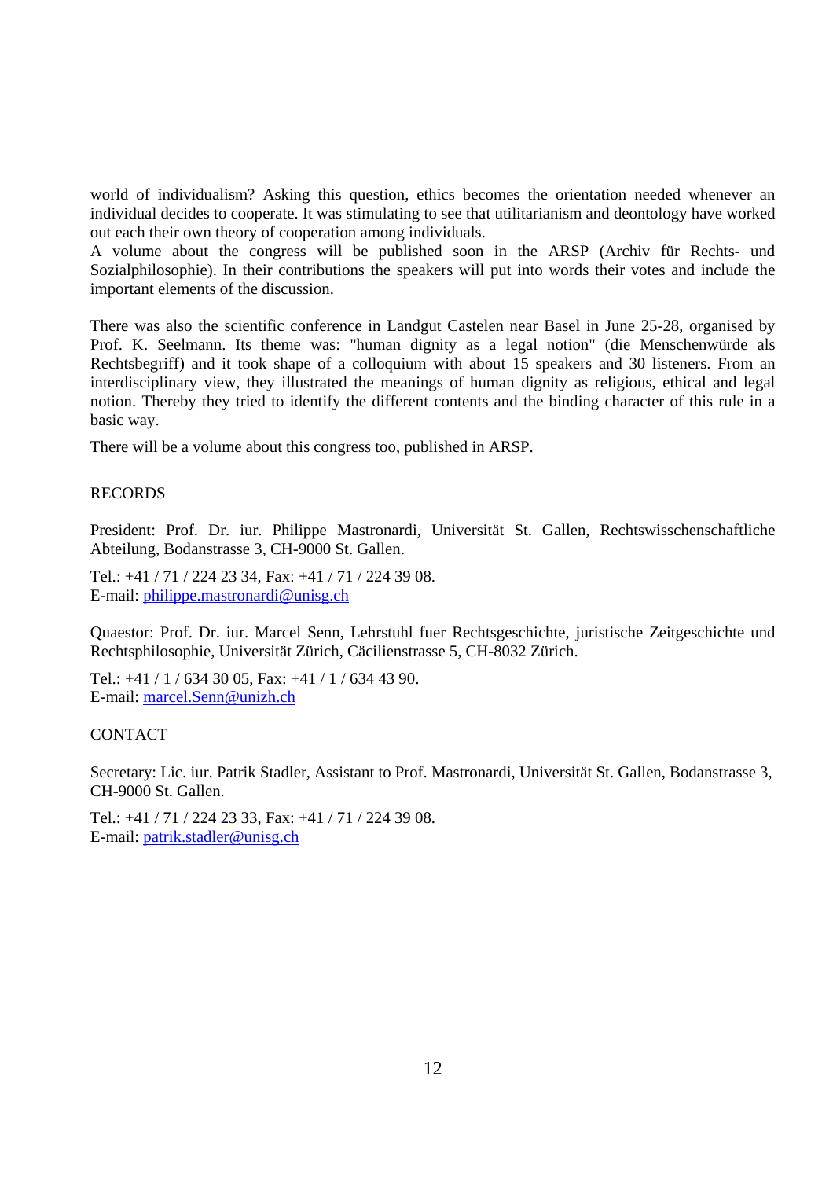world of individualism? Asking this question, ethics becomes the orientation needed whenever an individual decides to cooperate. It was stimulating to see that utilitarianism and deontology have worked out each their own theory of cooperation among individuals.
A volume about the congress will be published soon in the ARSP (Archiv für Rechts- und Sozialphilosophie). In their contributions the speakers will put into words their votes and include the important elements of the discussion.

There was also the scientific conference in Landgut Castelen near Basel in June 25-28, organised by Prof. K. Seelmann. Its theme was: "human dignity as a legal notion" (die Menschenwürde als Rechtsbegriff) and it took shape of a colloquium with about 15 speakers and 30 listeners. From an interdisciplinary view, they illustrated the meanings of human dignity as religious, ethical and legal notion. Thereby they tried to identify the different contents and the binding character of this rule in a basic way.

There will be a volume about this congress too, published in ARSP.

RECORDS

President: Prof. Dr. iur. Philippe Mastronardi, Universität St. Gallen, Rechtswisschenschaftliche Abteilung, Bodanstrasse 3, CH-9000 St. Gallen.

Tel.: +41 / 71 / 224 23 34, Fax: +41 / 71 / 224 39 08.
E-mail: philippe.mastronardi@unisg.ch

Quaestor: Prof. Dr. iur. Marcel Senn, Lehrstuhl fuer Rechtsgeschichte, juristische Zeitgeschichte und Rechtsphilosophie, Universität Zürich, Cäcilienstrasse 5, CH-8032 Zürich.

Tel.: +41 / 1 / 634 30 05, Fax: +41 / 1 / 634 43 90.
E-mail: marcel.Senn@unizh.ch

CONTACT

Secretary: Lic. iur. Patrik Stadler, Assistant to Prof. Mastronardi, Universität St. Gallen, Bodanstrasse 3, CH-9000 St. Gallen.

Tel.: +41 / 71 / 224 23 33, Fax: +41 / 71 / 224 39 08.
E-mail: patrik.stadler@unisg.ch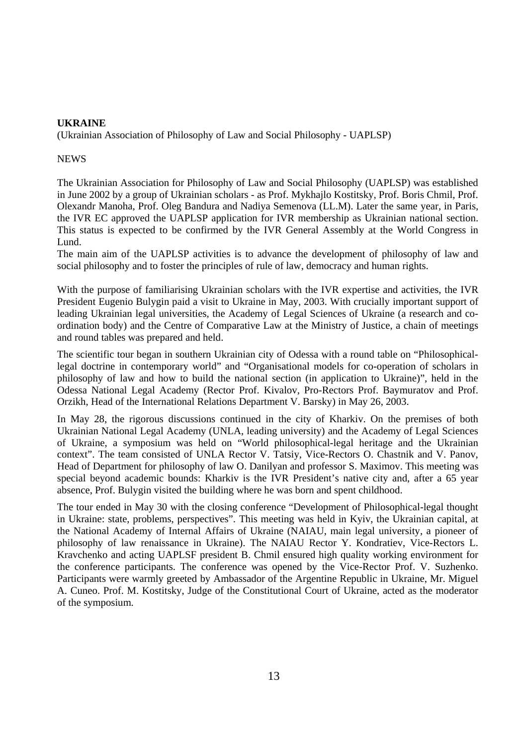**UKRAINE**

(Ukrainian Association of Philosophy of Law and Social Philosophy - UAPLSP)

NEWS

The Ukrainian Association for Philosophy of Law and Social Philosophy (UAPLSP) was established in June 2002 by a group of Ukrainian scholars - as Prof. Mykhajlo Kostitsky, Prof. Boris Chmil, Prof. Olexandr Manoha, Prof. Oleg Bandura and Nadiya Semenova (LL.M). Later the same year, in Paris, the IVR EC approved the UAPLSP application for IVR membership as Ukrainian national section. This status is expected to be confirmed by the IVR General Assembly at the World Congress in Lund.

The main aim of the UAPLSP activities is to advance the development of philosophy of law and social philosophy and to foster the principles of rule of law, democracy and human rights.

With the purpose of familiarising Ukrainian scholars with the IVR expertise and activities, the IVR President Eugenio Bulygin paid a visit to Ukraine in May, 2003. With crucially important support of leading Ukrainian legal universities, the Academy of Legal Sciences of Ukraine (a research and co-ordination body) and the Centre of Comparative Law at the Ministry of Justice, a chain of meetings and round tables was prepared and held.

The scientific tour began in southern Ukrainian city of Odessa with a round table on "Philosophical-legal doctrine in contemporary world" and "Organisational models for co-operation of scholars in philosophy of law and how to build the national section (in application to Ukraine)", held in the Odessa National Legal Academy (Rector Prof. Kivalov, Pro-Rectors Prof. Baymuratov and Prof. Orzikh, Head of the International Relations Department V. Barsky) in May 26, 2003.

In May 28, the rigorous discussions continued in the city of Kharkiv. On the premises of both Ukrainian National Legal Academy (UNLA, leading university) and the Academy of Legal Sciences of Ukraine, a symposium was held on "World philosophical-legal heritage and the Ukrainian context". The team consisted of UNLA Rector V. Tatsiy, Vice-Rectors O. Chastnik and V. Panov, Head of Department for philosophy of law O. Danilyan and professor S. Maximov. This meeting was special beyond academic bounds: Kharkiv is the IVR President's native city and, after a 65 year absence, Prof. Bulygin visited the building where he was born and spent childhood.

The tour ended in May 30 with the closing conference "Development of Philosophical-legal thought in Ukraine: state, problems, perspectives". This meeting was held in Kyiv, the Ukrainian capital, at the National Academy of Internal Affairs of Ukraine (NAIAU, main legal university, a pioneer of philosophy of law renaissance in Ukraine). The NAIAU Rector Y. Kondratiev, Vice-Rectors L. Kravchenko and acting UAPLSF president B. Chmil ensured high quality working environment for the conference participants. The conference was opened by the Vice-Rector Prof. V. Suzhenko. Participants were warmly greeted by Ambassador of the Argentine Republic in Ukraine, Mr. Miguel A. Cuneo. Prof. M. Kostitsky, Judge of the Constitutional Court of Ukraine, acted as the moderator of the symposium.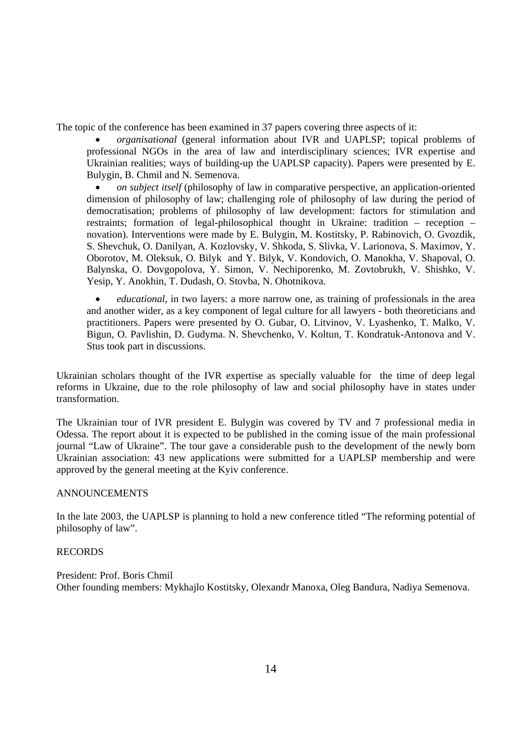The topic of the conference has been examined in 37 papers covering three aspects of it:

- *organisational* (general information about IVR and UAPLSP; topical problems of professional NGOs in the area of law and interdisciplinary sciences; IVR expertise and Ukrainian realities; ways of building-up the UAPLSP capacity). Papers were presented by E. Bulygin, B. Chmil and N. Semenova.
- *on subject itself* (philosophy of law in comparative perspective, an application-oriented dimension of philosophy of law; challenging role of philosophy of law during the period of democratisation; problems of philosophy of law development: factors for stimulation and restraints; formation of legal-philosophical thought in Ukraine: tradition – reception – novation). Interventions were made by E. Bulygin, M. Kostitsky, P. Rabinovich, O. Gvozdik, S. Shevchuk, O. Danilyan, A. Kozlovsky, V. Shkoda, S. Slivka, V. Larionova, S. Maximov, Y. Oborotov, M. Oleksuk, O. Bilyk and Y. Bilyk, V. Kondovich, O. Manokha, V. Shapoval, O. Balynska, O. Dovgopolova, Y. Simon, V. Nechiporenko, M. Zovtobrukh, V. Shishko, V. Yesip, Y. Anokhin, T. Dudash, O. Stovba, N. Ohotnikova.
- *educational*, in two layers: a more narrow one, as training of professionals in the area and another wider, as a key component of legal culture for all lawyers - both theoreticians and practitioners. Papers were presented by O. Gubar, O. Litvinov, V. Lyashenko, T. Malko, V. Bigun, O. Pavlishin, D. Gudyma. N. Shevchenko, V. Koltun, T. Kondratuk-Antonova and V. Stus took part in discussions.

Ukrainian scholars thought of the IVR expertise as specially valuable for the time of deep legal reforms in Ukraine, due to the role philosophy of law and social philosophy have in states under transformation.

The Ukrainian tour of IVR president E. Bulygin was covered by TV and 7 professional media in Odessa. The report about it is expected to be published in the coming issue of the main professional journal "Law of Ukraine". The tour gave a considerable push to the development of the newly born Ukrainian association: 43 new applications were submitted for a UAPLSP membership and were approved by the general meeting at the Kyiv conference.

ANNOUNCEMENTS

In the late 2003, the UAPLSP is planning to hold a new conference titled "The reforming potential of philosophy of law".

RECORDS

President: Prof. Boris Chmil
Other founding members: Mykhajlo Kostitsky, Olexandr Manoxa, Oleg Bandura, Nadiya Semenova.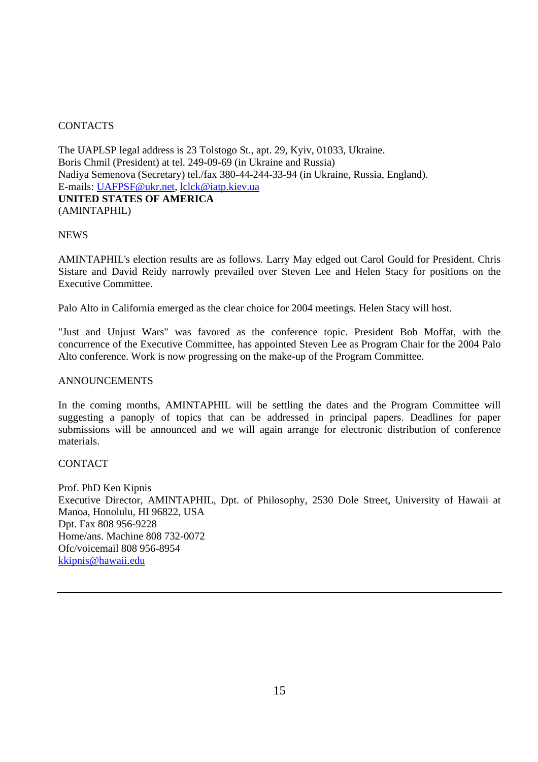CONTACTS

The UAPLSP legal address is 23 Tolstogo St., apt. 29, Kyiv, 01033, Ukraine.
Boris Chmil (President) at tel. 249-09-69 (in Ukraine and Russia)
Nadiya Semenova (Secretary) tel./fax 380-44-244-33-94 (in Ukraine, Russia, England).
E-mails: UAFPSF@ukr.net, lclck@iatp.kiev.ua

**UNITED STATES OF AMERICA**
(AMINTAPHIL)

NEWS

AMINTAPHIL's election results are as follows. Larry May edged out Carol Gould for President. Chris Sistare and David Reidy narrowly prevailed over Steven Lee and Helen Stacy for positions on the Executive Committee.

Palo Alto in California emerged as the clear choice for 2004 meetings. Helen Stacy will host.

"Just and Unjust Wars" was favored as the conference topic. President Bob Moffat, with the concurrence of the Executive Committee, has appointed Steven Lee as Program Chair for the 2004 Palo Alto conference. Work is now progressing on the make-up of the Program Committee.

ANNOUNCEMENTS

In the coming months, AMINTAPHIL will be settling the dates and the Program Committee will suggesting a panoply of topics that can be addressed in principal papers. Deadlines for paper submissions will be announced and we will again arrange for electronic distribution of conference materials.

CONTACT

Prof. PhD Ken Kipnis
Executive Director, AMINTAPHIL, Dpt. of Philosophy, 2530 Dole Street, University of Hawaii at Manoa, Honolulu, HI 96822, USA
Dpt. Fax 808 956-9228
Home/ans. Machine 808 732-0072
Ofc/voicemail 808 956-8954
kkipnis@hawaii.edu

---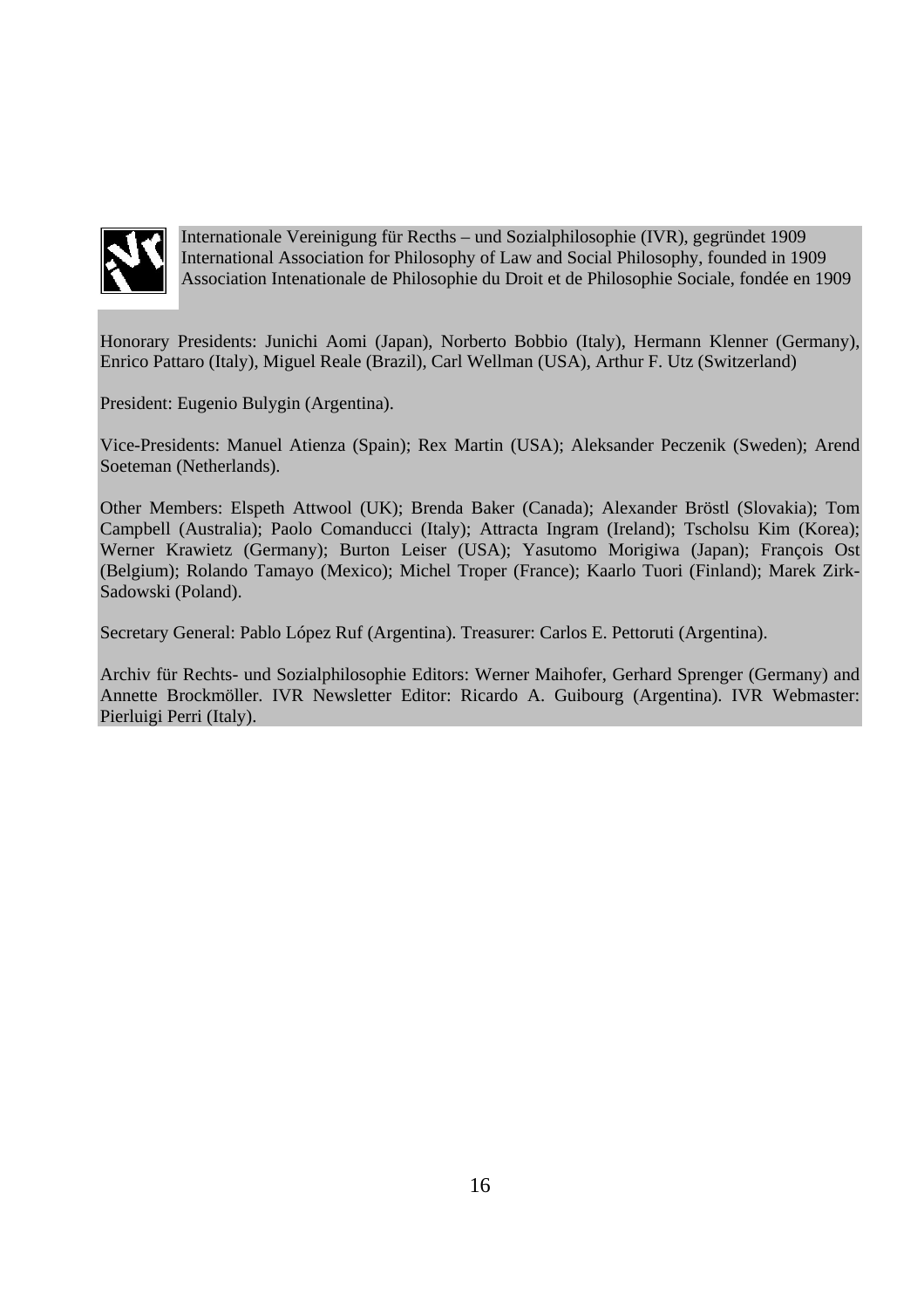Internationale Vereinigung für Recths – und Sozialphilosophie (IVR), gegründet 1909
International Association for Philosophy of Law and Social Philosophy, founded in 1909
Association Intenationale de Philosophie du Droit et de Philosophie Sociale, fondée en 1909

Honorary Presidents: Junichi Aomi (Japan), Norberto Bobbio (Italy), Hermann Klenner (Germany), Enrico Pattaro (Italy), Miguel Reale (Brazil), Carl Wellman (USA), Arthur F. Utz (Switzerland)

President: Eugenio Bulygin (Argentina).

Vice-Presidents: Manuel Atienza (Spain); Rex Martin (USA); Aleksander Peczenik (Sweden); Arend Soeteman (Netherlands).

Other Members: Elspeth Attwool (UK); Brenda Baker (Canada); Alexander Bröstl (Slovakia); Tom Campbell (Australia); Paolo Comanducci (Italy); Attracta Ingram (Ireland); Tscholsu Kim (Korea); Werner Krawietz (Germany); Burton Leiser (USA); Yasutomo Morigiwa (Japan); François Ost (Belgium); Rolando Tamayo (Mexico); Michel Troper (France); Kaarlo Tuori (Finland); Marek Zirk-Sadowski (Poland).

Secretary General: Pablo López Ruf (Argentina). Treasurer: Carlos E. Pettoruti (Argentina).

Archiv für Rechts- und Sozialphilosophie Editors: Werner Maihofer, Gerhard Sprenger (Germany) and Annette Brockmöller. IVR Newsletter Editor: Ricardo A. Guibourg (Argentina). IVR Webmaster: Pierluigi Perri (Italy).